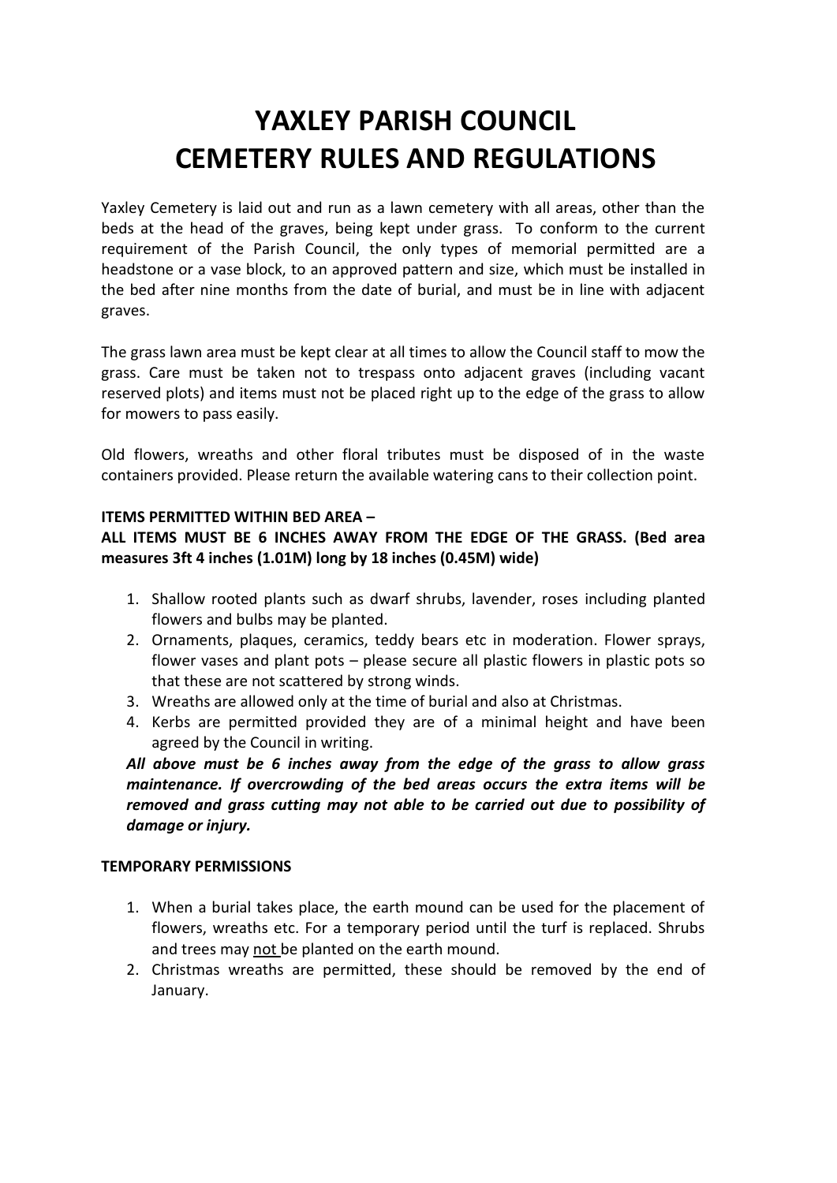# YAXLEY PARISH COUNCIL
# CEMETERY RULES AND REGULATIONS

Yaxley Cemetery is laid out and run as a lawn cemetery with all areas, other than the beds at the head of the graves, being kept under grass. To conform to the current requirement of the Parish Council, the only types of memorial permitted are a headstone or a vase block, to an approved pattern and size, which must be installed in the bed after nine months from the date of burial, and must be in line with adjacent graves.

The grass lawn area must be kept clear at all times to allow the Council staff to mow the grass. Care must be taken not to trespass onto adjacent graves (including vacant reserved plots) and items must not be placed right up to the edge of the grass to allow for mowers to pass easily.

Old flowers, wreaths and other floral tributes must be disposed of in the waste containers provided. Please return the available watering cans to their collection point.

**ITEMS PERMITTED WITHIN BED AREA –**

**ALL ITEMS MUST BE 6 INCHES AWAY FROM THE EDGE OF THE GRASS. (Bed area measures 3ft 4 inches (1.01M) long by 18 inches (0.45M) wide)**

1. Shallow rooted plants such as dwarf shrubs, lavender, roses including planted flowers and bulbs may be planted.
2. Ornaments, plaques, ceramics, teddy bears etc in moderation. Flower sprays, flower vases and plant pots – please secure all plastic flowers in plastic pots so that these are not scattered by strong winds.
3. Wreaths are allowed only at the time of burial and also at Christmas.
4. Kerbs are permitted provided they are of a minimal height and have been agreed by the Council in writing.

***All above must be 6 inches away from the edge of the grass to allow grass maintenance. If overcrowding of the bed areas occurs the extra items will be removed and grass cutting may not able to be carried out due to possibility of damage or injury.***

**TEMPORARY PERMISSIONS**

1. When a burial takes place, the earth mound can be used for the placement of flowers, wreaths etc. For a temporary period until the turf is replaced. Shrubs and trees may <u>not</u> be planted on the earth mound.
2. Christmas wreaths are permitted, these should be removed by the end of January.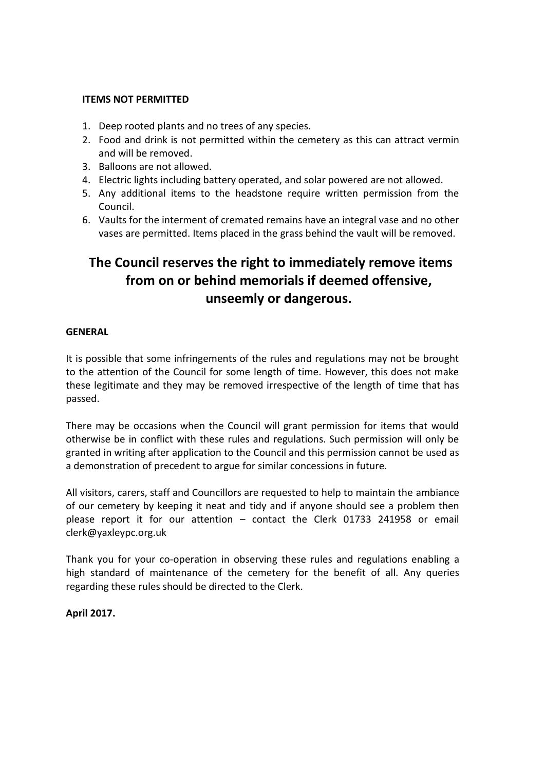**ITEMS NOT PERMITTED**

1. Deep rooted plants and no trees of any species.
2. Food and drink is not permitted within the cemetery as this can attract vermin and will be removed.
3. Balloons are not allowed.
4. Electric lights including battery operated, and solar powered are not allowed.
5. Any additional items to the headstone require written permission from the Council.
6. Vaults for the interment of cremated remains have an integral vase and no other vases are permitted. Items placed in the grass behind the vault will be removed.

## The Council reserves the right to immediately remove items from on or behind memorials if deemed offensive, unseemly or dangerous.

**GENERAL**

It is possible that some infringements of the rules and regulations may not be brought to the attention of the Council for some length of time. However, this does not make these legitimate and they may be removed irrespective of the length of time that has passed.

There may be occasions when the Council will grant permission for items that would otherwise be in conflict with these rules and regulations. Such permission will only be granted in writing after application to the Council and this permission cannot be used as a demonstration of precedent to argue for similar concessions in future.

All visitors, carers, staff and Councillors are requested to help to maintain the ambiance of our cemetery by keeping it neat and tidy and if anyone should see a problem then please report it for our attention – contact the Clerk 01733 241958 or email clerk@yaxleypc.org.uk

Thank you for your co-operation in observing these rules and regulations enabling a high standard of maintenance of the cemetery for the benefit of all. Any queries regarding these rules should be directed to the Clerk.

**April 2017.**